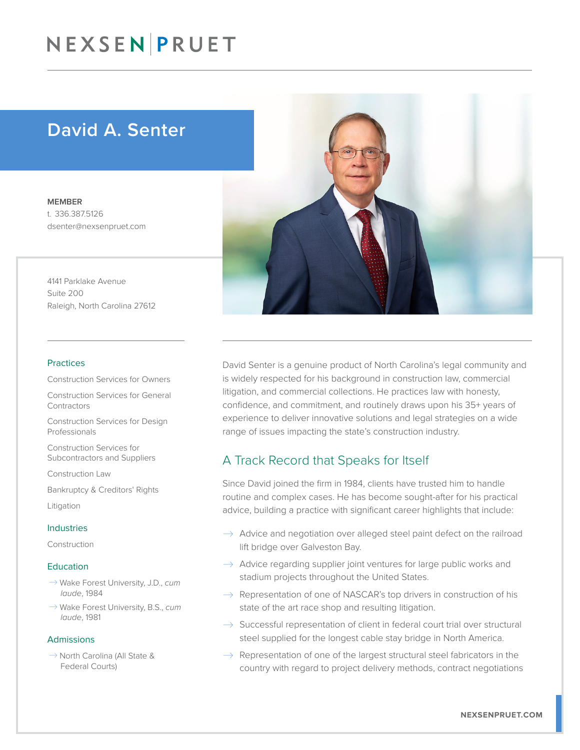# NEXSEN PRUET

## David A. Senter

**MEMBER**
t. 336.387.5126
dsenter@nexsenpruet.com

4141 Parklake Avenue
Suite 200
Raleigh, North Carolina 27612

### Practices

Construction Services for Owners

Construction Services for General Contractors

Construction Services for Design Professionals

Construction Services for Subcontractors and Suppliers

Construction Law

Bankruptcy & Creditors' Rights

Litigation

### Industries

Construction

### Education

- Wake Forest University, J.D., *cum laude*, 1984
- Wake Forest University, B.S., *cum laude*, 1981

### Admissions

- North Carolina (All State & Federal Courts)

David Senter is a genuine product of North Carolina's legal community and is widely respected for his background in construction law, commercial litigation, and commercial collections. He practices law with honesty, confidence, and commitment, and routinely draws upon his 35+ years of experience to deliver innovative solutions and legal strategies on a wide range of issues impacting the state's construction industry.

## A Track Record that Speaks for Itself

Since David joined the firm in 1984, clients have trusted him to handle routine and complex cases. He has become sought-after for his practical advice, building a practice with significant career highlights that include:

- Advice and negotiation over alleged steel paint defect on the railroad lift bridge over Galveston Bay.
- Advice regarding supplier joint ventures for large public works and stadium projects throughout the United States.
- Representation of one of NASCAR's top drivers in construction of his state of the art race shop and resulting litigation.
- Successful representation of client in federal court trial over structural steel supplied for the longest cable stay bridge in North America.
- Representation of one of the largest structural steel fabricators in the country with regard to project delivery methods, contract negotiations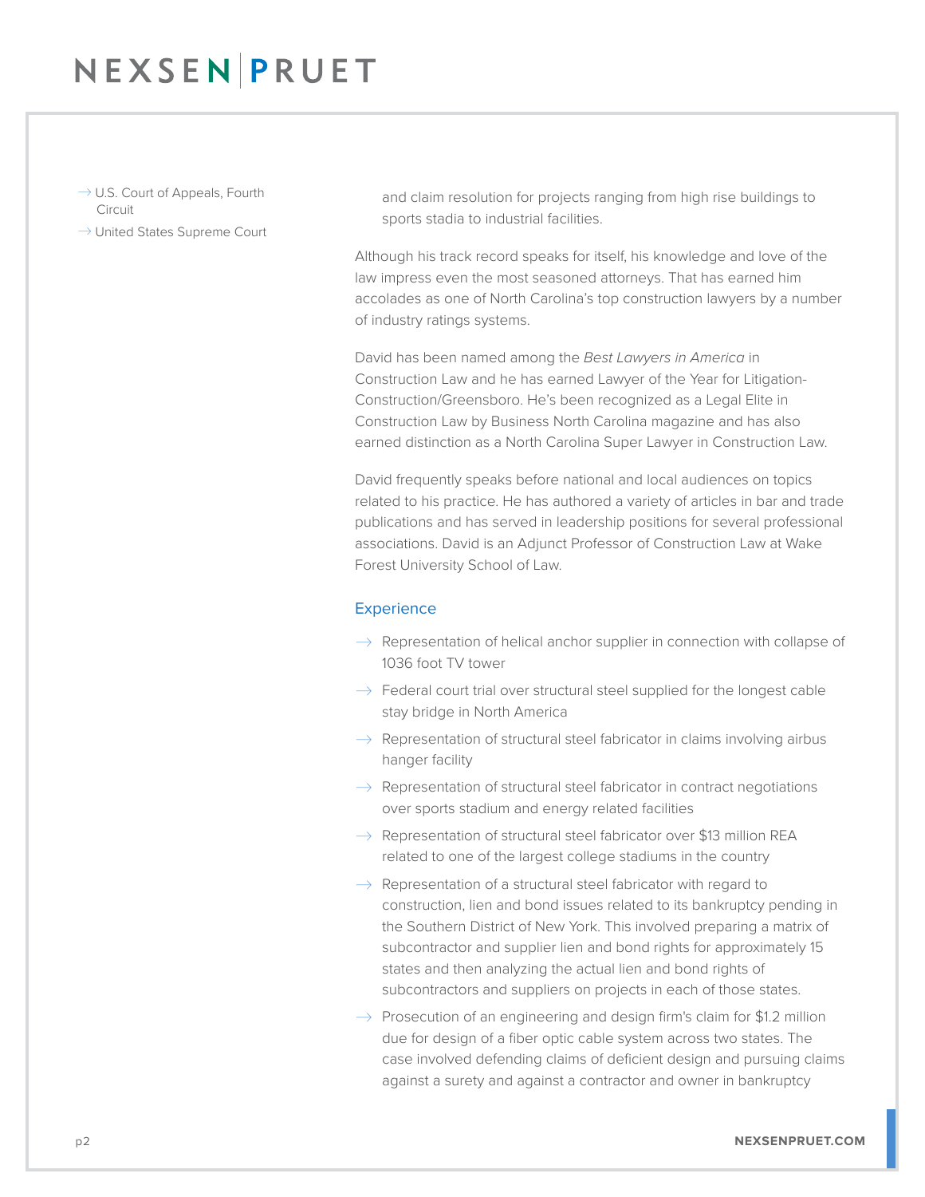- U.S. Court of Appeals, Fourth Circuit
- United States Supreme Court

and claim resolution for projects ranging from high rise buildings to sports stadia to industrial facilities.

Although his track record speaks for itself, his knowledge and love of the law impress even the most seasoned attorneys. That has earned him accolades as one of North Carolina's top construction lawyers by a number of industry ratings systems.

David has been named among the *Best Lawyers in America* in Construction Law and he has earned Lawyer of the Year for Litigation-Construction/Greensboro. He's been recognized as a Legal Elite in Construction Law by Business North Carolina magazine and has also earned distinction as a North Carolina Super Lawyer in Construction Law.

David frequently speaks before national and local audiences on topics related to his practice. He has authored a variety of articles in bar and trade publications and has served in leadership positions for several professional associations. David is an Adjunct Professor of Construction Law at Wake Forest University School of Law.

## Experience

- Representation of helical anchor supplier in connection with collapse of 1036 foot TV tower
- Federal court trial over structural steel supplied for the longest cable stay bridge in North America
- Representation of structural steel fabricator in claims involving airbus hanger facility
- Representation of structural steel fabricator in contract negotiations over sports stadium and energy related facilities
- Representation of structural steel fabricator over $13 million REA related to one of the largest college stadiums in the country
- Representation of a structural steel fabricator with regard to construction, lien and bond issues related to its bankruptcy pending in the Southern District of New York. This involved preparing a matrix of subcontractor and supplier lien and bond rights for approximately 15 states and then analyzing the actual lien and bond rights of subcontractors and suppliers on projects in each of those states.
- Prosecution of an engineering and design firm's claim for $1.2 million due for design of a fiber optic cable system across two states. The case involved defending claims of deficient design and pursuing claims against a surety and against a contractor and owner in bankruptcy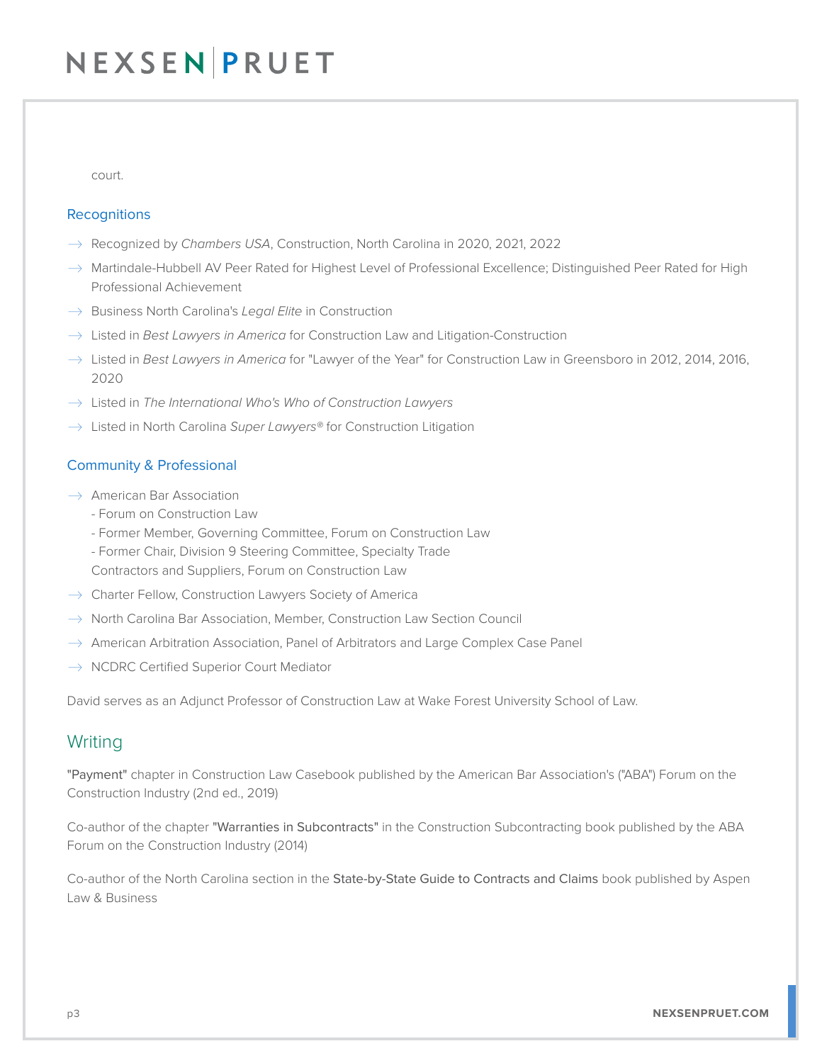court.

### Recognitions

- Recognized by *Chambers USA*, Construction, North Carolina in 2020, 2021, 2022
- Martindale-Hubbell AV Peer Rated for Highest Level of Professional Excellence; Distinguished Peer Rated for High Professional Achievement
- Business North Carolina's *Legal Elite* in Construction
- Listed in *Best Lawyers in America* for Construction Law and Litigation-Construction
- Listed in *Best Lawyers in America* for "Lawyer of the Year" for Construction Law in Greensboro in 2012, 2014, 2016, 2020
- Listed in *The International Who's Who of Construction Lawyers*
- Listed in North Carolina *Super Lawyers®* for Construction Litigation

### Community & Professional

- American Bar Association
  - Forum on Construction Law
  - Former Member, Governing Committee, Forum on Construction Law
  - Former Chair, Division 9 Steering Committee, Specialty Trade Contractors and Suppliers, Forum on Construction Law
- Charter Fellow, Construction Lawyers Society of America
- North Carolina Bar Association, Member, Construction Law Section Council
- American Arbitration Association, Panel of Arbitrators and Large Complex Case Panel
- NCDRC Certified Superior Court Mediator

David serves as an Adjunct Professor of Construction Law at Wake Forest University School of Law.

## Writing

"Payment" chapter in Construction Law Casebook published by the American Bar Association's ("ABA") Forum on the Construction Industry (2nd ed., 2019)

Co-author of the chapter "Warranties in Subcontracts" in the Construction Subcontracting book published by the ABA Forum on the Construction Industry (2014)

Co-author of the North Carolina section in the State-by-State Guide to Contracts and Claims book published by Aspen Law & Business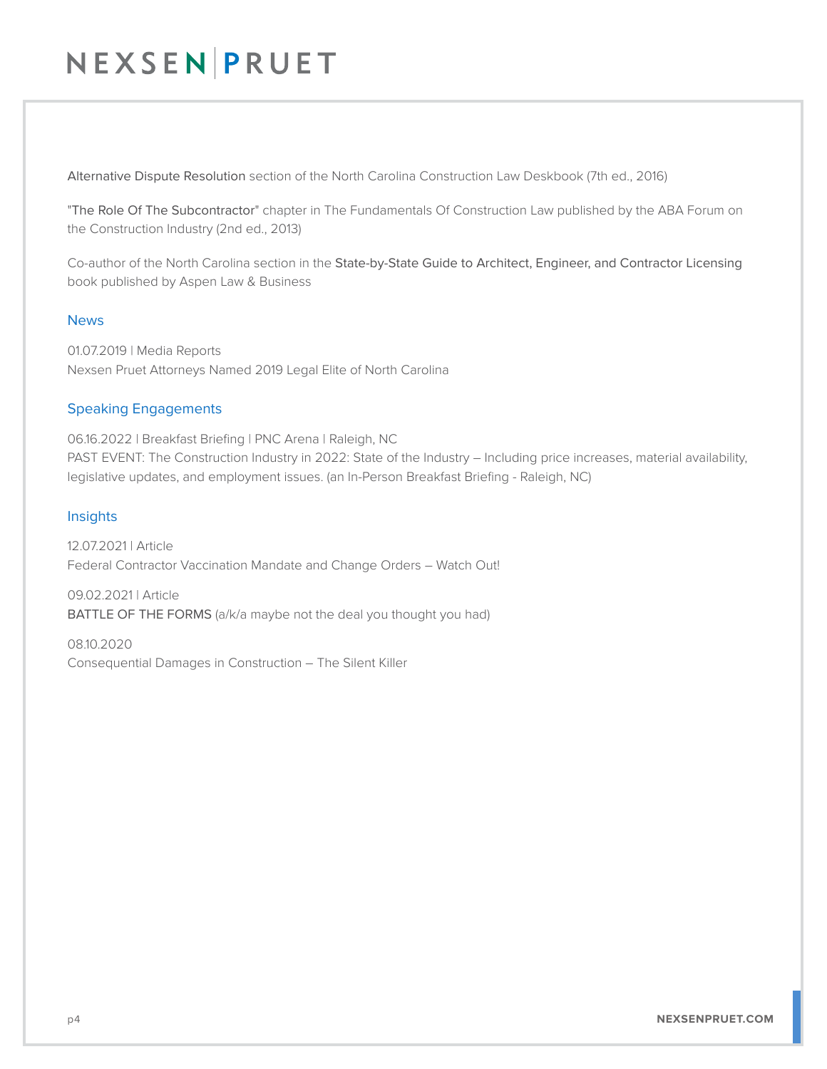Alternative Dispute Resolution section of the North Carolina Construction Law Deskbook (7th ed., 2016)

"The Role Of The Subcontractor" chapter in The Fundamentals Of Construction Law published by the ABA Forum on the Construction Industry (2nd ed., 2013)

Co-author of the North Carolina section in the State-by-State Guide to Architect, Engineer, and Contractor Licensing book published by Aspen Law & Business

## News

01.07.2019 | Media Reports
Nexsen Pruet Attorneys Named 2019 Legal Elite of North Carolina

## Speaking Engagements

06.16.2022 | Breakfast Briefing | PNC Arena | Raleigh, NC
PAST EVENT: The Construction Industry in 2022: State of the Industry – Including price increases, material availability, legislative updates, and employment issues. (an In-Person Breakfast Briefing - Raleigh, NC)

## Insights

12.07.2021 | Article
Federal Contractor Vaccination Mandate and Change Orders – Watch Out!

09.02.2021 | Article
BATTLE OF THE FORMS (a/k/a maybe not the deal you thought you had)

08.10.2020
Consequential Damages in Construction – The Silent Killer